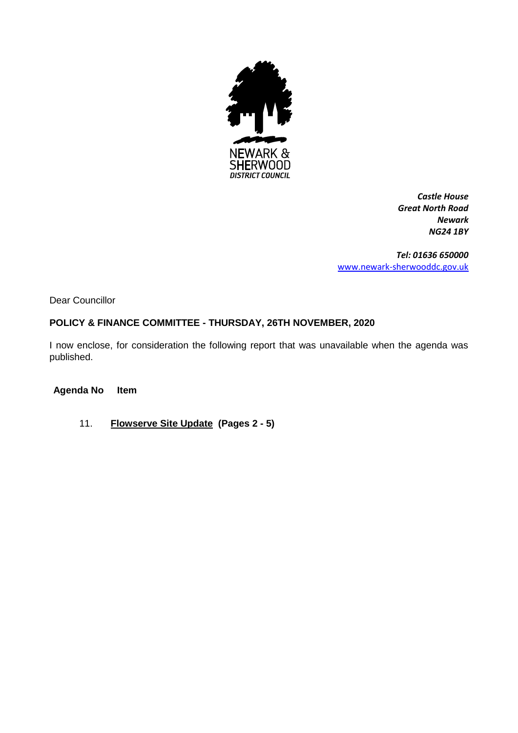NEWARK &
SHERWOOD
*DISTRICT COUNCIL*

*Castle House*
*Great North Road*
*Newark*
*NG24 1BY*

*Tel: 01636 650000*
www.newark-sherwooddc.gov.uk

Dear Councillor

**POLICY & FINANCE COMMITTEE - THURSDAY, 26TH NOVEMBER, 2020**

I now enclose, for consideration the following report that was unavailable when the agenda was published.

| Agenda No | Item |
|---|---|
| 11. | **Flowserve Site Update (Pages 2 - 5)** |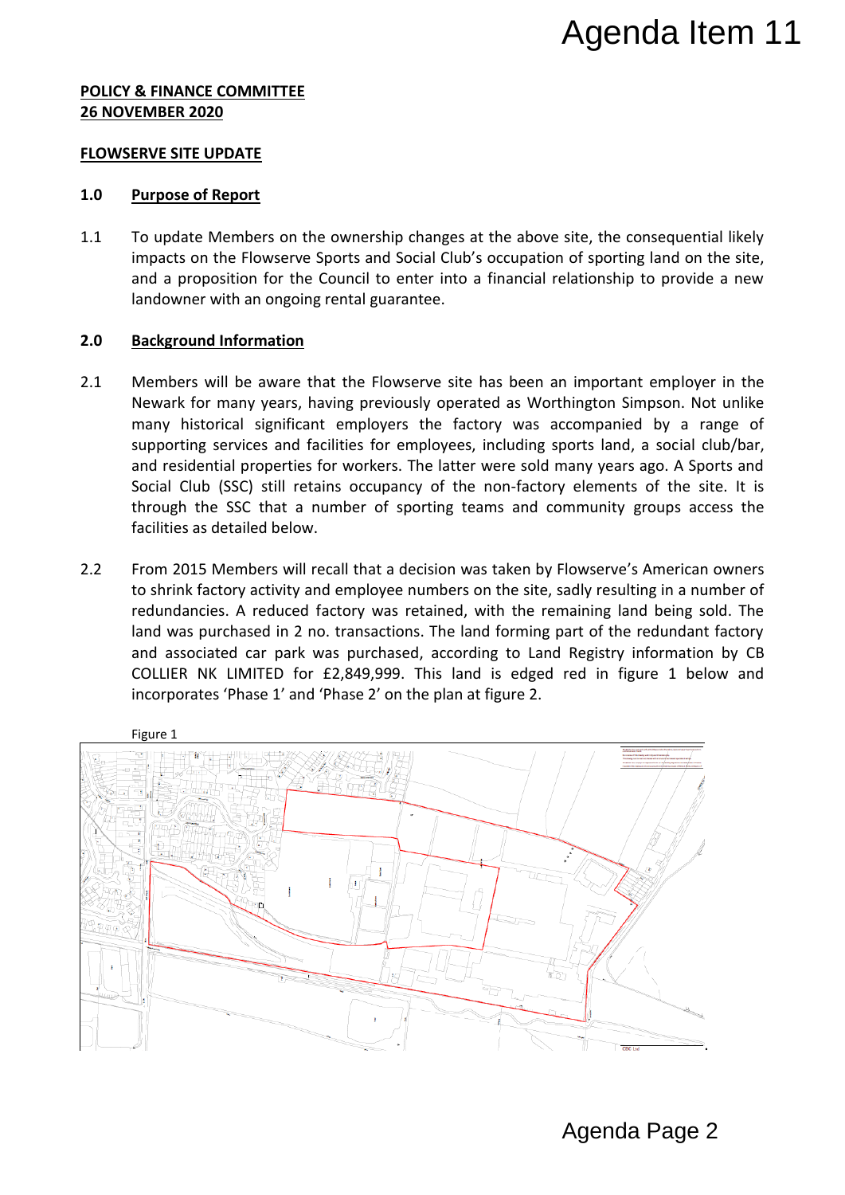**POLICY & FINANCE COMMITTEE**
**26 NOVEMBER 2020**

**FLOWSERVE SITE UPDATE**

## 1.0 Purpose of Report

1.1 To update Members on the ownership changes at the above site, the consequential likely impacts on the Flowserve Sports and Social Club's occupation of sporting land on the site, and a proposition for the Council to enter into a financial relationship to provide a new landowner with an ongoing rental guarantee.

## 2.0 Background Information

2.1 Members will be aware that the Flowserve site has been an important employer in the Newark for many years, having previously operated as Worthington Simpson. Not unlike many historical significant employers the factory was accompanied by a range of supporting services and facilities for employees, including sports land, a social club/bar, and residential properties for workers. The latter were sold many years ago. A Sports and Social Club (SSC) still retains occupancy of the non-factory elements of the site. It is through the SSC that a number of sporting teams and community groups access the facilities as detailed below.

2.2 From 2015 Members will recall that a decision was taken by Flowserve's American owners to shrink factory activity and employee numbers on the site, sadly resulting in a number of redundancies. A reduced factory was retained, with the remaining land being sold. The land was purchased in 2 no. transactions. The land forming part of the redundant factory and associated car park was purchased, according to Land Registry information by CB COLLIER NK LIMITED for £2,849,999. This land is edged red in figure 1 below and incorporates 'Phase 1' and 'Phase 2' on the plan at figure 2.

Figure 1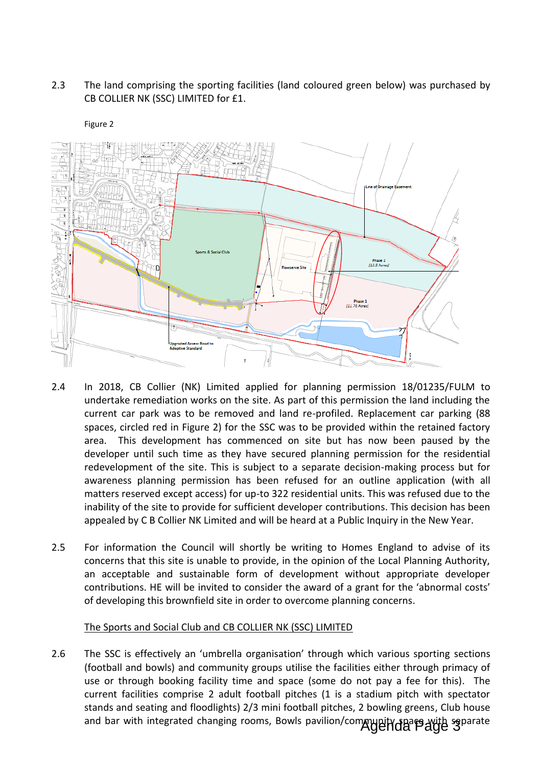2.3 The land comprising the sporting facilities (land coloured green below) was purchased by CB COLLIER NK (SSC) LIMITED for £1.

Figure 2

2.4 In 2018, CB Collier (NK) Limited applied for planning permission 18/01235/FULM to undertake remediation works on the site. As part of this permission the land including the current car park was to be removed and land re-profiled. Replacement car parking (88 spaces, circled red in Figure 2) for the SSC was to be provided within the retained factory area. This development has commenced on site but has now been paused by the developer until such time as they have secured planning permission for the residential redevelopment of the site. This is subject to a separate decision-making process but for awareness planning permission has been refused for an outline application (with all matters reserved except access) for up-to 322 residential units. This was refused due to the inability of the site to provide for sufficient developer contributions. This decision has been appealed by C B Collier NK Limited and will be heard at a Public Inquiry in the New Year.

2.5 For information the Council will shortly be writing to Homes England to advise of its concerns that this site is unable to provide, in the opinion of the Local Planning Authority, an acceptable and sustainable form of development without appropriate developer contributions. HE will be invited to consider the award of a grant for the 'abnormal costs' of developing this brownfield site in order to overcome planning concerns.

<u>The Sports and Social Club and CB COLLIER NK (SSC) LIMITED</u>

2.6 The SSC is effectively an 'umbrella organisation' through which various sporting sections (football and bowls) and community groups utilise the facilities either through primacy of use or through booking facility time and space (some do not pay a fee for this). The current facilities comprise 2 adult football pitches (1 is a stadium pitch with spectator stands and seating and floodlights) 2/3 mini football pitches, 2 bowling greens, Club house and bar with integrated changing rooms, Bowls pavilion/community space with separate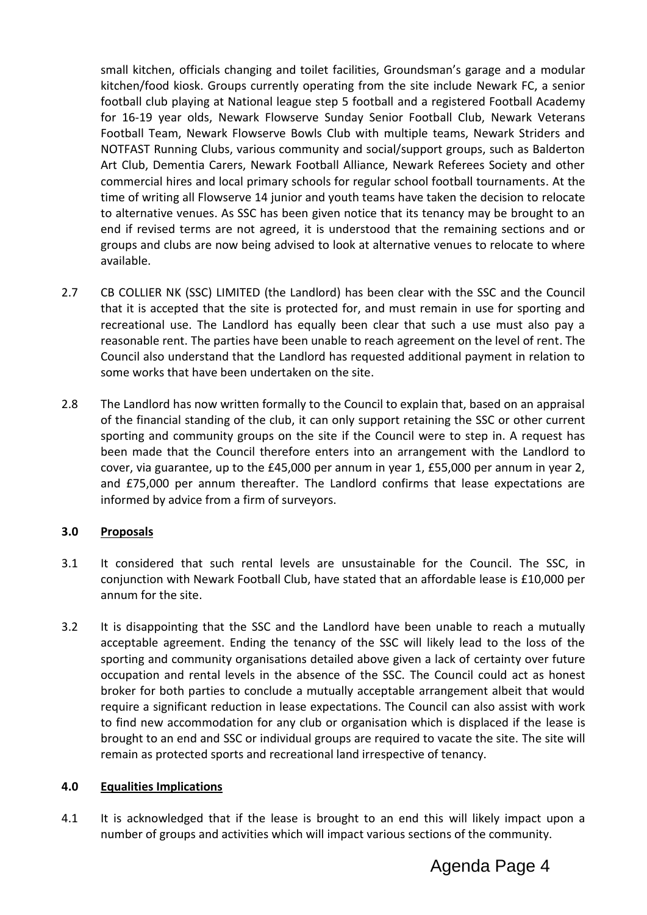small kitchen, officials changing and toilet facilities, Groundsman's garage and a modular kitchen/food kiosk. Groups currently operating from the site include Newark FC, a senior football club playing at National league step 5 football and a registered Football Academy for 16-19 year olds, Newark Flowserve Sunday Senior Football Club, Newark Veterans Football Team, Newark Flowserve Bowls Club with multiple teams, Newark Striders and NOTFAST Running Clubs, various community and social/support groups, such as Balderton Art Club, Dementia Carers, Newark Football Alliance, Newark Referees Society and other commercial hires and local primary schools for regular school football tournaments. At the time of writing all Flowserve 14 junior and youth teams have taken the decision to relocate to alternative venues. As SSC has been given notice that its tenancy may be brought to an end if revised terms are not agreed, it is understood that the remaining sections and or groups and clubs are now being advised to look at alternative venues to relocate to where available.

2.7 CB COLLIER NK (SSC) LIMITED (the Landlord) has been clear with the SSC and the Council that it is accepted that the site is protected for, and must remain in use for sporting and recreational use. The Landlord has equally been clear that such a use must also pay a reasonable rent. The parties have been unable to reach agreement on the level of rent. The Council also understand that the Landlord has requested additional payment in relation to some works that have been undertaken on the site.

2.8 The Landlord has now written formally to the Council to explain that, based on an appraisal of the financial standing of the club, it can only support retaining the SSC or other current sporting and community groups on the site if the Council were to step in. A request has been made that the Council therefore enters into an arrangement with the Landlord to cover, via guarantee, up to the £45,000 per annum in year 1, £55,000 per annum in year 2, and £75,000 per annum thereafter. The Landlord confirms that lease expectations are informed by advice from a firm of surveyors.

## 3.0 Proposals

3.1 It considered that such rental levels are unsustainable for the Council. The SSC, in conjunction with Newark Football Club, have stated that an affordable lease is £10,000 per annum for the site.

3.2 It is disappointing that the SSC and the Landlord have been unable to reach a mutually acceptable agreement. Ending the tenancy of the SSC will likely lead to the loss of the sporting and community organisations detailed above given a lack of certainty over future occupation and rental levels in the absence of the SSC. The Council could act as honest broker for both parties to conclude a mutually acceptable arrangement albeit that would require a significant reduction in lease expectations. The Council can also assist with work to find new accommodation for any club or organisation which is displaced if the lease is brought to an end and SSC or individual groups are required to vacate the site. The site will remain as protected sports and recreational land irrespective of tenancy.

## 4.0 Equalities Implications

4.1 It is acknowledged that if the lease is brought to an end this will likely impact upon a number of groups and activities which will impact various sections of the community.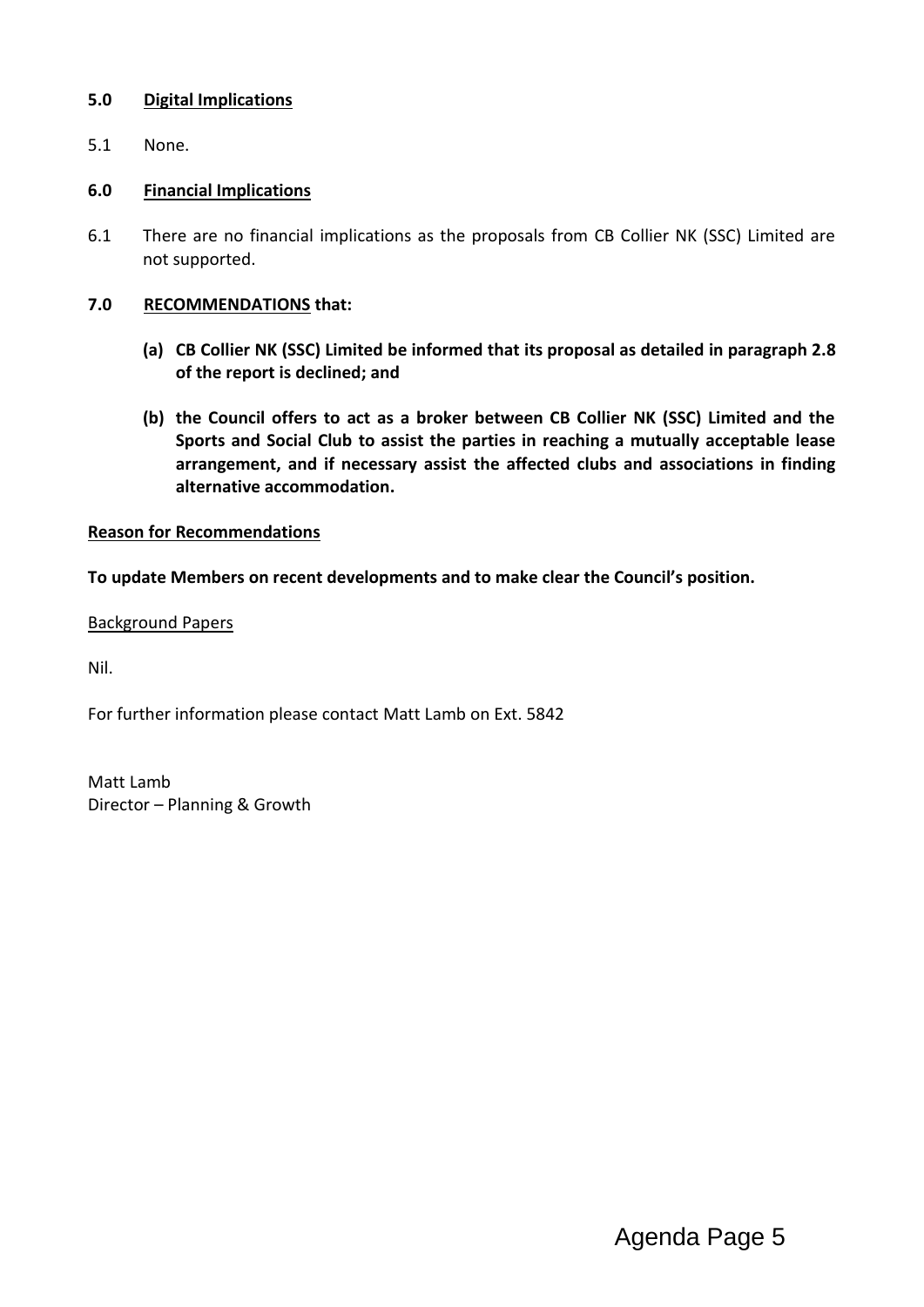**5.0 Digital Implications**

5.1 None.

**6.0 Financial Implications**

6.1 There are no financial implications as the proposals from CB Collier NK (SSC) Limited are not supported.

**7.0 RECOMMENDATIONS that:**

**(a) CB Collier NK (SSC) Limited be informed that its proposal as detailed in paragraph 2.8 of the report is declined; and**

**(b) the Council offers to act as a broker between CB Collier NK (SSC) Limited and the Sports and Social Club to assist the parties in reaching a mutually acceptable lease arrangement, and if necessary assist the affected clubs and associations in finding alternative accommodation.**

**Reason for Recommendations**

**To update Members on recent developments and to make clear the Council's position.**

Background Papers

Nil.

For further information please contact Matt Lamb on Ext. 5842

Matt Lamb
Director – Planning & Growth